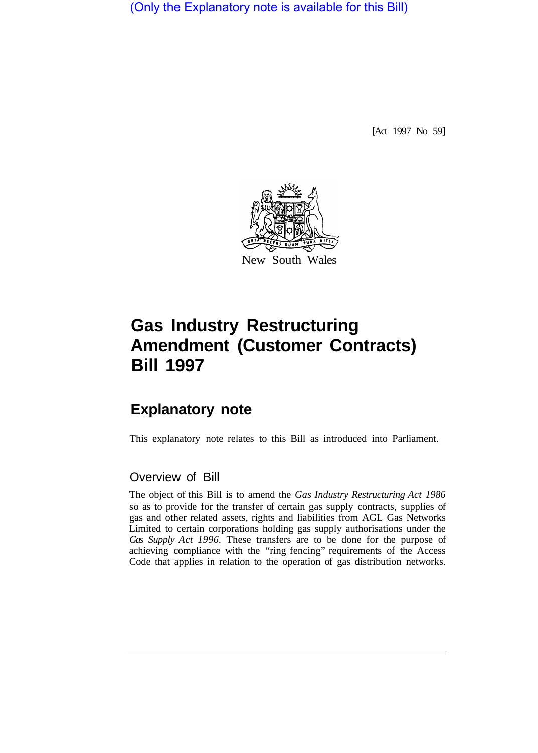(Only the Explanatory note is available for this Bill)

[Act 1997 No 59]

New South Wales

# Gas Industry Restructuring Amendment (Customer Contracts) Bill 1997

## Explanatory note

This explanatory note relates to this Bill as introduced into Parliament.

### Overview of Bill

The object of this Bill is to amend the *Gas Industry Restructuring Act 1986* so as to provide for the transfer of certain gas supply contracts, supplies of gas and other related assets, rights and liabilities from AGL Gas Networks Limited to certain corporations holding gas supply authorisations under the *Gas Supply Act 1996*. These transfers are to be done for the purpose of achieving compliance with the "ring fencing" requirements of the Access Code that applies in relation to the operation of gas distribution networks.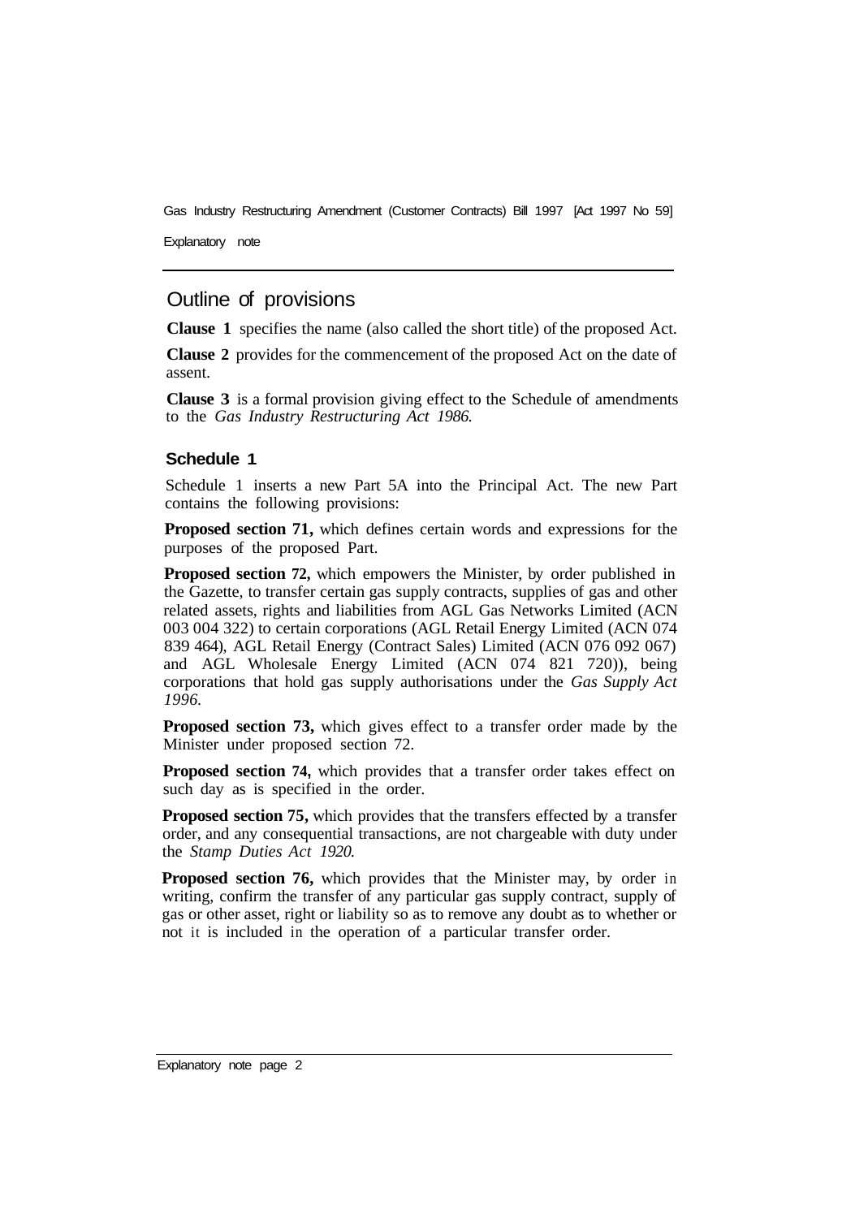## Outline of provisions

**Clause 1** specifies the name (also called the short title) of the proposed Act.

**Clause 2** provides for the commencement of the proposed Act on the date of assent.

**Clause 3** is a formal provision giving effect to the Schedule of amendments to the *Gas Industry Restructuring Act 1986*.

### Schedule 1

Schedule 1 inserts a new Part 5A into the Principal Act. The new Part contains the following provisions:

**Proposed section 71,** which defines certain words and expressions for the purposes of the proposed Part.

**Proposed section 72,** which empowers the Minister, by order published in the Gazette, to transfer certain gas supply contracts, supplies of gas and other related assets, rights and liabilities from AGL Gas Networks Limited (ACN 003 004 322) to certain corporations (AGL Retail Energy Limited (ACN 074 839 464), AGL Retail Energy (Contract Sales) Limited (ACN 076 092 067) and AGL Wholesale Energy Limited (ACN 074 821 720)), being corporations that hold gas supply authorisations under the *Gas Supply Act 1996*.

**Proposed section 73,** which gives effect to a transfer order made by the Minister under proposed section 72.

**Proposed section 74,** which provides that a transfer order takes effect on such day as is specified in the order.

**Proposed section 75,** which provides that the transfers effected by a transfer order, and any consequential transactions, are not chargeable with duty under the *Stamp Duties Act 1920*.

**Proposed section 76,** which provides that the Minister may, by order in writing, confirm the transfer of any particular gas supply contract, supply of gas or other asset, right or liability so as to remove any doubt as to whether or not it is included in the operation of a particular transfer order.